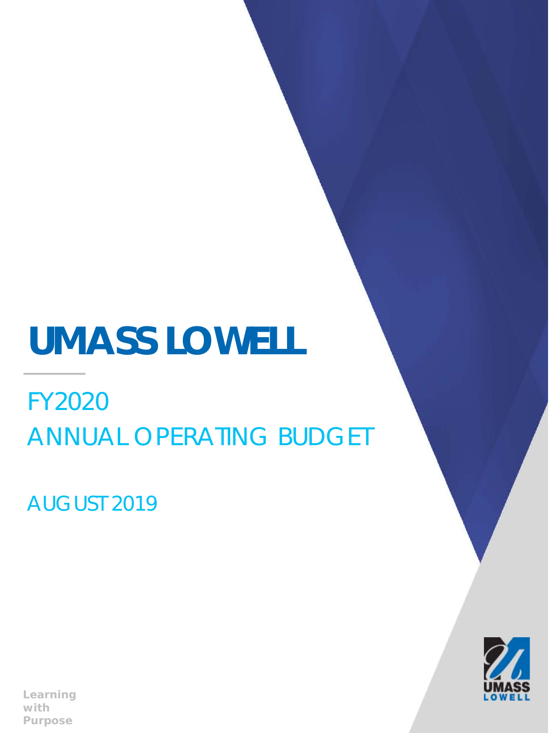# UMASS LOWELL

## FY2020
## ANNUAL OPERATING BUDGET

AUGUST 2019

Learning with Purpose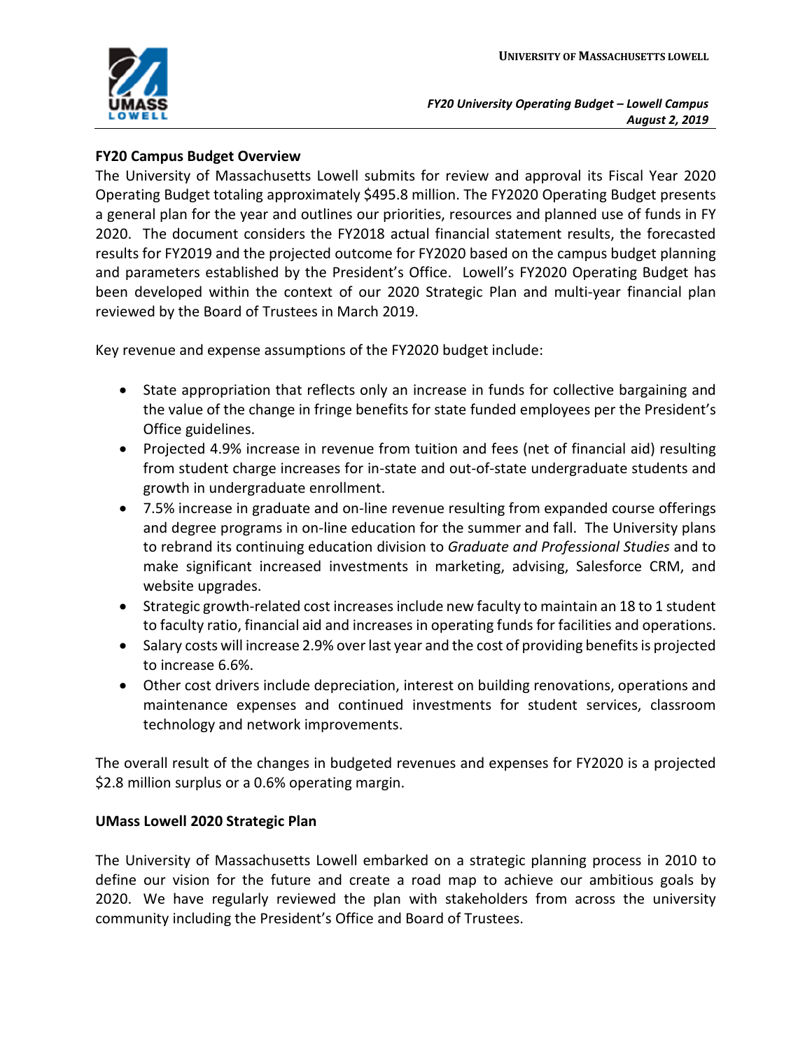## FY20 Campus Budget Overview

The University of Massachusetts Lowell submits for review and approval its Fiscal Year 2020 Operating Budget totaling approximately $495.8 million. The FY2020 Operating Budget presents a general plan for the year and outlines our priorities, resources and planned use of funds in FY 2020. The document considers the FY2018 actual financial statement results, the forecasted results for FY2019 and the projected outcome for FY2020 based on the campus budget planning and parameters established by the President's Office. Lowell's FY2020 Operating Budget has been developed within the context of our 2020 Strategic Plan and multi-year financial plan reviewed by the Board of Trustees in March 2019.

Key revenue and expense assumptions of the FY2020 budget include:

- State appropriation that reflects only an increase in funds for collective bargaining and the value of the change in fringe benefits for state funded employees per the President's Office guidelines.
- Projected 4.9% increase in revenue from tuition and fees (net of financial aid) resulting from student charge increases for in-state and out-of-state undergraduate students and growth in undergraduate enrollment.
- 7.5% increase in graduate and on-line revenue resulting from expanded course offerings and degree programs in on-line education for the summer and fall. The University plans to rebrand its continuing education division to *Graduate and Professional Studies* and to make significant increased investments in marketing, advising, Salesforce CRM, and website upgrades.
- Strategic growth-related cost increases include new faculty to maintain an 18 to 1 student to faculty ratio, financial aid and increases in operating funds for facilities and operations.
- Salary costs will increase 2.9% over last year and the cost of providing benefits is projected to increase 6.6%.
- Other cost drivers include depreciation, interest on building renovations, operations and maintenance expenses and continued investments for student services, classroom technology and network improvements.

The overall result of the changes in budgeted revenues and expenses for FY2020 is a projected $2.8 million surplus or a 0.6% operating margin.

## UMass Lowell 2020 Strategic Plan

The University of Massachusetts Lowell embarked on a strategic planning process in 2010 to define our vision for the future and create a road map to achieve our ambitious goals by 2020. We have regularly reviewed the plan with stakeholders from across the university community including the President's Office and Board of Trustees.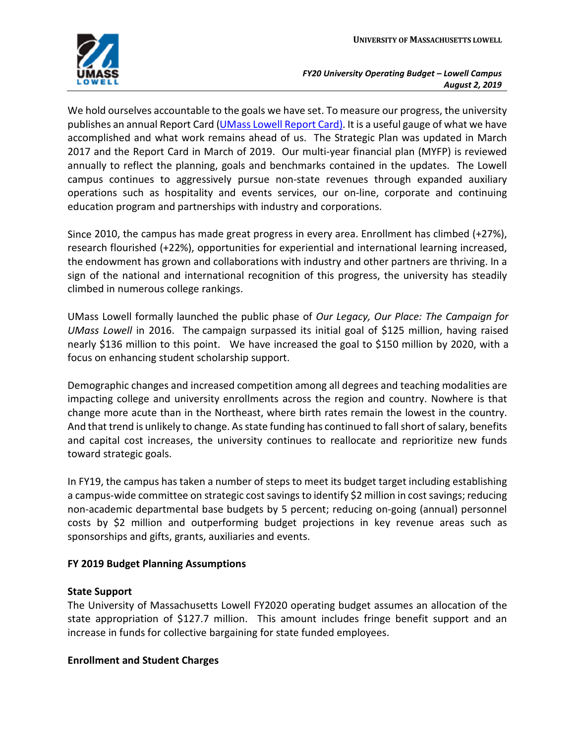We hold ourselves accountable to the goals we have set. To measure our progress, the university publishes an annual Report Card (UMass Lowell Report Card). It is a useful gauge of what we have accomplished and what work remains ahead of us. The Strategic Plan was updated in March 2017 and the Report Card in March of 2019. Our multi-year financial plan (MYFP) is reviewed annually to reflect the planning, goals and benchmarks contained in the updates. The Lowell campus continues to aggressively pursue non-state revenues through expanded auxiliary operations such as hospitality and events services, our on-line, corporate and continuing education program and partnerships with industry and corporations.

Since 2010, the campus has made great progress in every area. Enrollment has climbed (+27%), research flourished (+22%), opportunities for experiential and international learning increased, the endowment has grown and collaborations with industry and other partners are thriving. In a sign of the national and international recognition of this progress, the university has steadily climbed in numerous college rankings.

UMass Lowell formally launched the public phase of *Our Legacy, Our Place: The Campaign for UMass Lowell* in 2016. The campaign surpassed its initial goal of $125 million, having raised nearly $136 million to this point. We have increased the goal to $150 million by 2020, with a focus on enhancing student scholarship support.

Demographic changes and increased competition among all degrees and teaching modalities are impacting college and university enrollments across the region and country. Nowhere is that change more acute than in the Northeast, where birth rates remain the lowest in the country. And that trend is unlikely to change. As state funding has continued to fall short of salary, benefits and capital cost increases, the university continues to reallocate and reprioritize new funds toward strategic goals.

In FY19, the campus has taken a number of steps to meet its budget target including establishing a campus-wide committee on strategic cost savings to identify $2 million in cost savings; reducing non-academic departmental base budgets by 5 percent; reducing on-going (annual) personnel costs by $2 million and outperforming budget projections in key revenue areas such as sponsorships and gifts, grants, auxiliaries and events.

**FY 2019 Budget Planning Assumptions**

**State Support**

The University of Massachusetts Lowell FY2020 operating budget assumes an allocation of the state appropriation of $127.7 million. This amount includes fringe benefit support and an increase in funds for collective bargaining for state funded employees.

**Enrollment and Student Charges**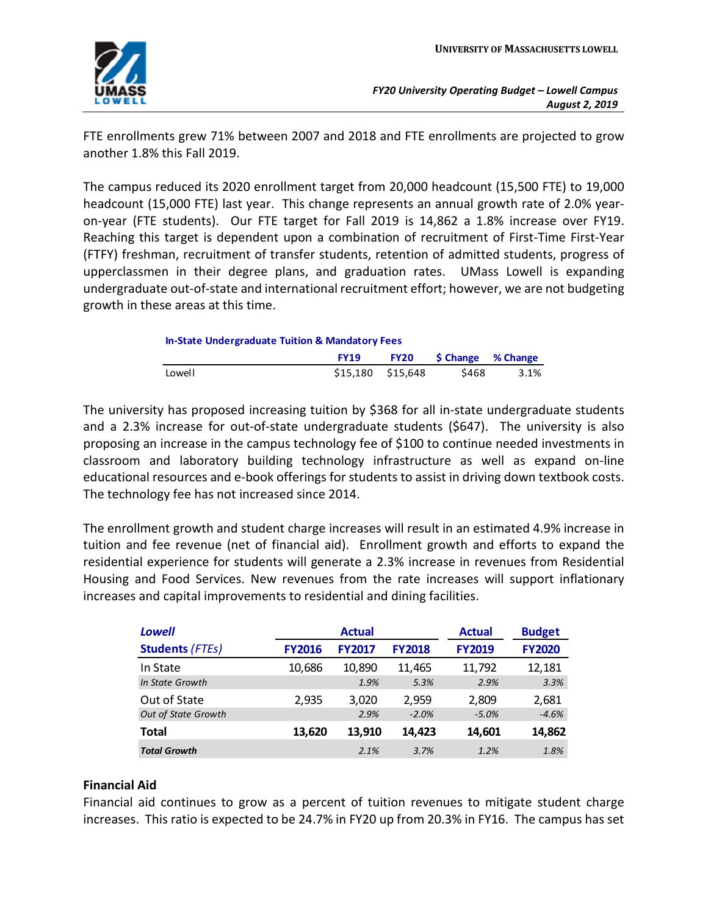FTE enrollments grew 71% between 2007 and 2018 and FTE enrollments are projected to grow another 1.8% this Fall 2019.

The campus reduced its 2020 enrollment target from 20,000 headcount (15,500 FTE) to 19,000 headcount (15,000 FTE) last year. This change represents an annual growth rate of 2.0% year-on-year (FTE students). Our FTE target for Fall 2019 is 14,862 a 1.8% increase over FY19. Reaching this target is dependent upon a combination of recruitment of First-Time First-Year (FTFY) freshman, recruitment of transfer students, retention of admitted students, progress of upperclassmen in their degree plans, and graduation rates. UMass Lowell is expanding undergraduate out-of-state and international recruitment effort; however, we are not budgeting growth in these areas at this time.

**In-State Undergraduate Tuition & Mandatory Fees**

| | FY19 | FY20 | $ Change | % Change |
|---|---|---|---|---|
| Lowell | $15,180 | $15,648 | $468 | 3.1% |

The university has proposed increasing tuition by $368 for all in-state undergraduate students and a 2.3% increase for out-of-state undergraduate students ($647). The university is also proposing an increase in the campus technology fee of $100 to continue needed investments in classroom and laboratory building technology infrastructure as well as expand on-line educational resources and e-book offerings for students to assist in driving down textbook costs. The technology fee has not increased since 2014.

The enrollment growth and student charge increases will result in an estimated 4.9% increase in tuition and fee revenue (net of financial aid). Enrollment growth and efforts to expand the residential experience for students will generate a 2.3% increase in revenues from Residential Housing and Food Services. New revenues from the rate increases will support inflationary increases and capital improvements to residential and dining facilities.

| *Lowell* | Actual | | | Actual | Budget |
|---|---|---|---|---|---|
| **Students** *(FTEs)* | **FY2016** | **FY2017** | **FY2018** | **FY2019** | **FY2020** |
| In State | 10,686 | 10,890 | 11,465 | 11,792 | 12,181 |
| *In State Growth* | | *1.9%* | *5.3%* | *2.9%* | *3.3%* |
| Out of State | 2,935 | 3,020 | 2,959 | 2,809 | 2,681 |
| *Out of State Growth* | | *2.9%* | *-2.0%* | *-5.0%* | *-4.6%* |
| **Total** | **13,620** | **13,910** | **14,423** | **14,601** | **14,862** |
| ***Total Growth*** | | *2.1%* | *3.7%* | *1.2%* | *1.8%* |

### Financial Aid

Financial aid continues to grow as a percent of tuition revenues to mitigate student charge increases. This ratio is expected to be 24.7% in FY20 up from 20.3% in FY16. The campus has set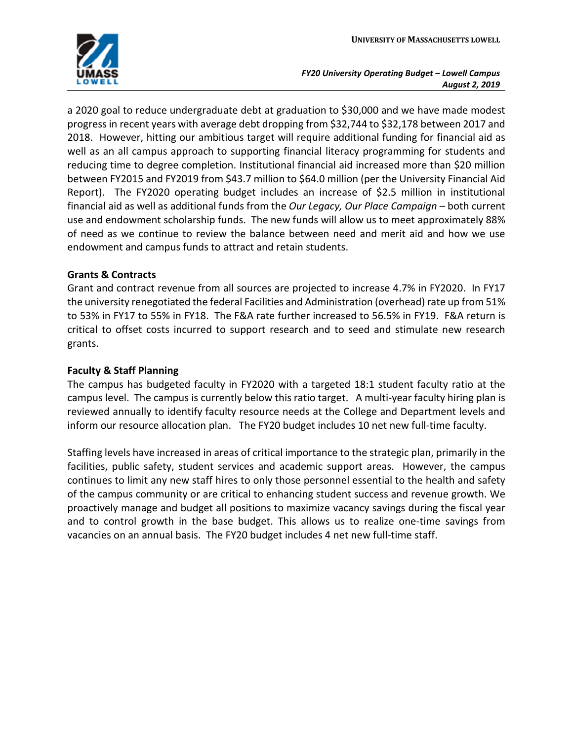a 2020 goal to reduce undergraduate debt at graduation to $30,000 and we have made modest progress in recent years with average debt dropping from $32,744 to $32,178 between 2017 and 2018. However, hitting our ambitious target will require additional funding for financial aid as well as an all campus approach to supporting financial literacy programming for students and reducing time to degree completion. Institutional financial aid increased more than $20 million between FY2015 and FY2019 from $43.7 million to $64.0 million (per the University Financial Aid Report). The FY2020 operating budget includes an increase of $2.5 million in institutional financial aid as well as additional funds from the *Our Legacy, Our Place Campaign* – both current use and endowment scholarship funds. The new funds will allow us to meet approximately 88% of need as we continue to review the balance between need and merit aid and how we use endowment and campus funds to attract and retain students.

**Grants & Contracts**

Grant and contract revenue from all sources are projected to increase 4.7% in FY2020. In FY17 the university renegotiated the federal Facilities and Administration (overhead) rate up from 51% to 53% in FY17 to 55% in FY18. The F&A rate further increased to 56.5% in FY19. F&A return is critical to offset costs incurred to support research and to seed and stimulate new research grants.

**Faculty & Staff Planning**

The campus has budgeted faculty in FY2020 with a targeted 18:1 student faculty ratio at the campus level. The campus is currently below this ratio target. A multi-year faculty hiring plan is reviewed annually to identify faculty resource needs at the College and Department levels and inform our resource allocation plan. The FY20 budget includes 10 net new full-time faculty.

Staffing levels have increased in areas of critical importance to the strategic plan, primarily in the facilities, public safety, student services and academic support areas. However, the campus continues to limit any new staff hires to only those personnel essential to the health and safety of the campus community or are critical to enhancing student success and revenue growth. We proactively manage and budget all positions to maximize vacancy savings during the fiscal year and to control growth in the base budget. This allows us to realize one-time savings from vacancies on an annual basis. The FY20 budget includes 4 net new full-time staff.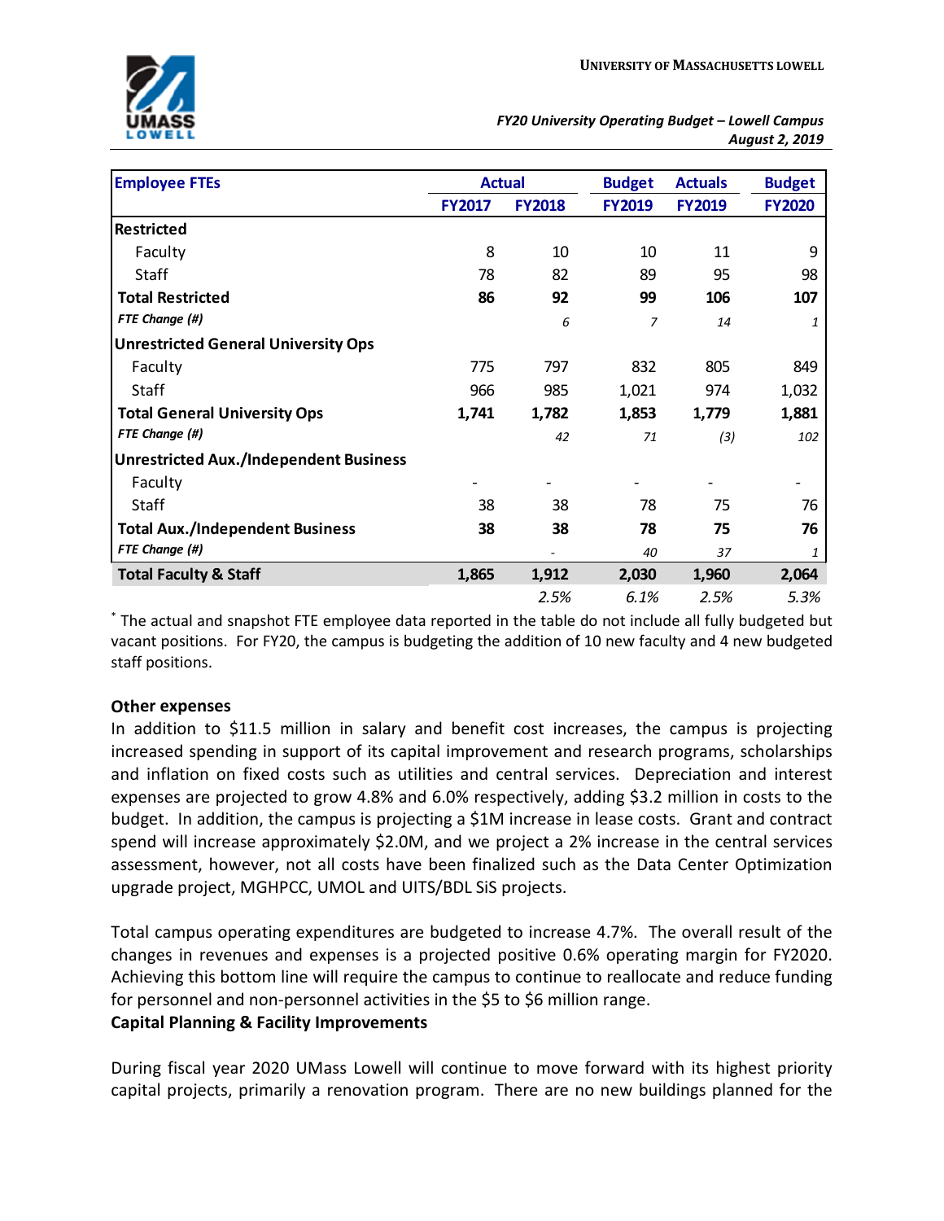| Employee FTEs | Actual | | Budget | Actuals | Budget |
|---|---|---|---|---|---|
| | FY2017 | FY2018 | FY2019 | FY2019 | FY2020 |
| **Restricted** | | | | | |
| Faculty | 8 | 10 | 10 | 11 | 9 |
| Staff | 78 | 82 | 89 | 95 | 98 |
| **Total Restricted** | **86** | **92** | **99** | **106** | **107** |
| *FTE Change (#)* | | *6* | *7* | *14* | *1* |
| **Unrestricted General University Ops** | | | | | |
| Faculty | 775 | 797 | 832 | 805 | 849 |
| Staff | 966 | 985 | 1,021 | 974 | 1,032 |
| **Total General University Ops** | **1,741** | **1,782** | **1,853** | **1,779** | **1,881** |
| *FTE Change (#)* | | *42* | *71* | *(3)* | *102* |
| **Unrestricted Aux./Independent Business** | | | | | |
| Faculty | - | - | - | - | - |
| Staff | 38 | 38 | 78 | 75 | 76 |
| **Total Aux./Independent Business** | **38** | **38** | **78** | **75** | **76** |
| *FTE Change (#)* | | *-* | *40* | *37* | *1* |
| **Total Faculty & Staff** | **1,865** | **1,912** | **2,030** | **1,960** | **2,064** |
| | | *2.5%* | *6.1%* | *2.5%* | *5.3%* |

* The actual and snapshot FTE employee data reported in the table do not include all fully budgeted but vacant positions. For FY20, the campus is budgeting the addition of 10 new faculty and 4 new budgeted staff positions.

**Other expenses**

In addition to $11.5 million in salary and benefit cost increases, the campus is projecting increased spending in support of its capital improvement and research programs, scholarships and inflation on fixed costs such as utilities and central services. Depreciation and interest expenses are projected to grow 4.8% and 6.0% respectively, adding $3.2 million in costs to the budget. In addition, the campus is projecting a $1M increase in lease costs. Grant and contract spend will increase approximately $2.0M, and we project a 2% increase in the central services assessment, however, not all costs have been finalized such as the Data Center Optimization upgrade project, MGHPCC, UMOL and UITS/BDL SiS projects.

Total campus operating expenditures are budgeted to increase 4.7%. The overall result of the changes in revenues and expenses is a projected positive 0.6% operating margin for FY2020. Achieving this bottom line will require the campus to continue to reallocate and reduce funding for personnel and non-personnel activities in the $5 to $6 million range.

**Capital Planning & Facility Improvements**

During fiscal year 2020 UMass Lowell will continue to move forward with its highest priority capital projects, primarily a renovation program. There are no new buildings planned for the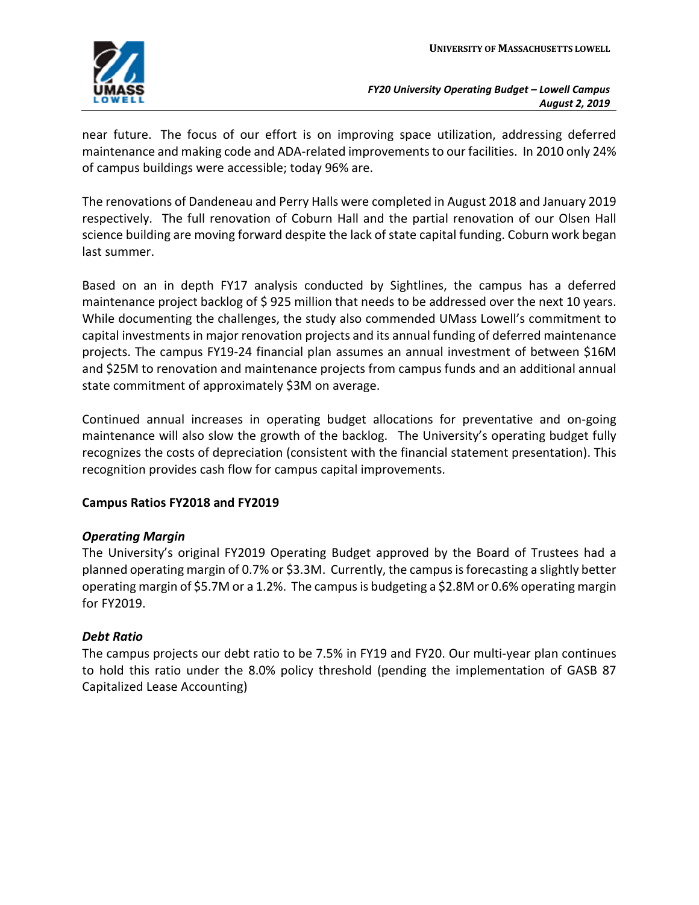near future. The focus of our effort is on improving space utilization, addressing deferred maintenance and making code and ADA-related improvements to our facilities. In 2010 only 24% of campus buildings were accessible; today 96% are.

The renovations of Dandeneau and Perry Halls were completed in August 2018 and January 2019 respectively. The full renovation of Coburn Hall and the partial renovation of our Olsen Hall science building are moving forward despite the lack of state capital funding. Coburn work began last summer.

Based on an in depth FY17 analysis conducted by Sightlines, the campus has a deferred maintenance project backlog of $ 925 million that needs to be addressed over the next 10 years. While documenting the challenges, the study also commended UMass Lowell's commitment to capital investments in major renovation projects and its annual funding of deferred maintenance projects. The campus FY19-24 financial plan assumes an annual investment of between $16M and $25M to renovation and maintenance projects from campus funds and an additional annual state commitment of approximately $3M on average.

Continued annual increases in operating budget allocations for preventative and on-going maintenance will also slow the growth of the backlog. The University's operating budget fully recognizes the costs of depreciation (consistent with the financial statement presentation). This recognition provides cash flow for campus capital improvements.

**Campus Ratios FY2018 and FY2019**

***Operating Margin***

The University's original FY2019 Operating Budget approved by the Board of Trustees had a planned operating margin of 0.7% or $3.3M. Currently, the campus is forecasting a slightly better operating margin of $5.7M or a 1.2%. The campus is budgeting a $2.8M or 0.6% operating margin for FY2019.

***Debt Ratio***

The campus projects our debt ratio to be 7.5% in FY19 and FY20. Our multi-year plan continues to hold this ratio under the 8.0% policy threshold (pending the implementation of GASB 87 Capitalized Lease Accounting)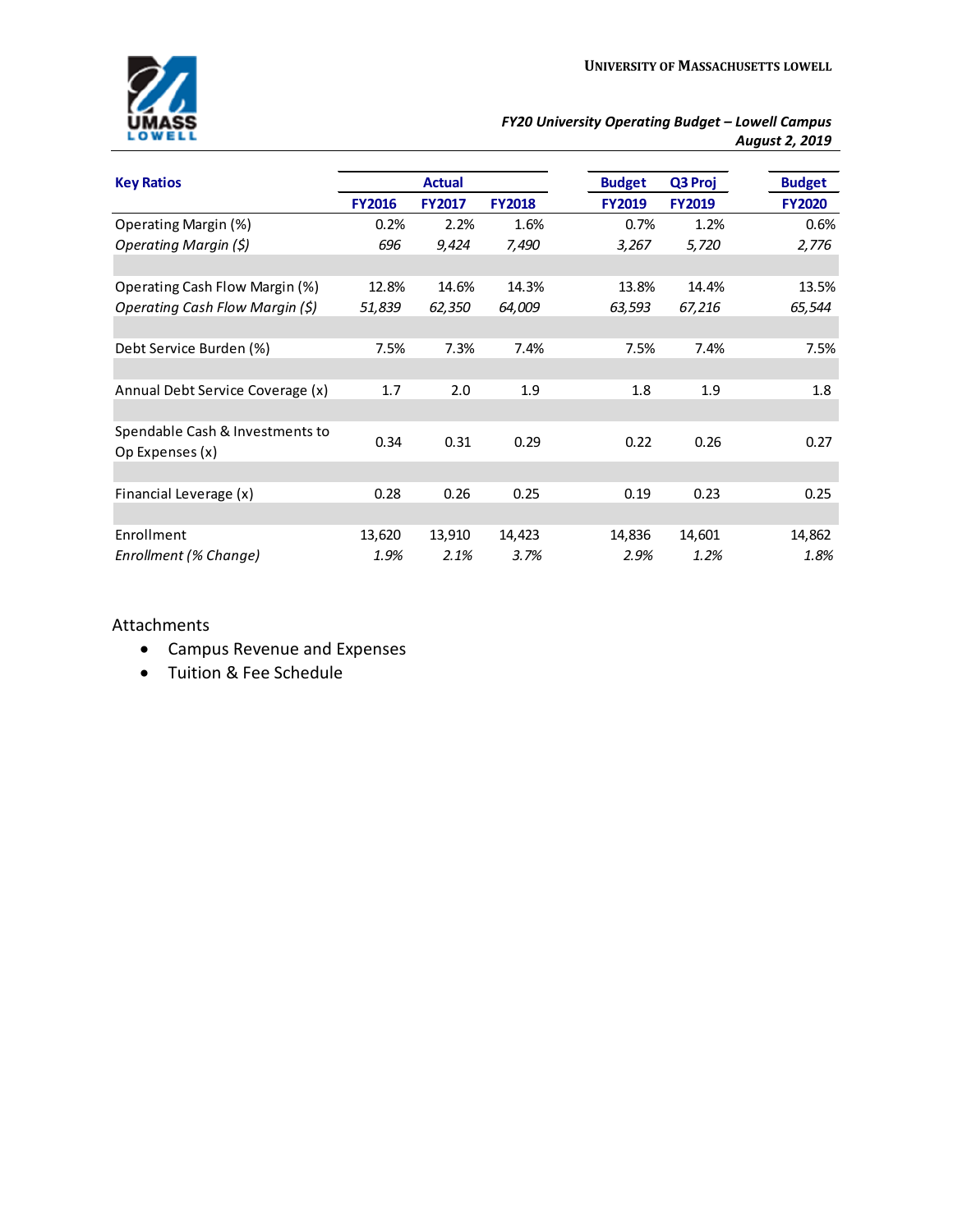**University of Massachusetts Lowell**

*FY20 University Operating Budget – Lowell Campus*
*August 2, 2019*

| Key Ratios | Actual | | | Budget | Q3 Proj | Budget |
|---|---|---|---|---|---|---|
| | FY2016 | FY2017 | FY2018 | FY2019 | FY2019 | FY2020 |
| Operating Margin (%) | 0.2% | 2.2% | 1.6% | 0.7% | 1.2% | 0.6% |
| *Operating Margin ($)* | *696* | *9,424* | *7,490* | *3,267* | *5,720* | *2,776* |
| Operating Cash Flow Margin (%) | 12.8% | 14.6% | 14.3% | 13.8% | 14.4% | 13.5% |
| *Operating Cash Flow Margin ($)* | *51,839* | *62,350* | *64,009* | *63,593* | *67,216* | *65,544* |
| Debt Service Burden (%) | 7.5% | 7.3% | 7.4% | 7.5% | 7.4% | 7.5% |
| Annual Debt Service Coverage (x) | 1.7 | 2.0 | 1.9 | 1.8 | 1.9 | 1.8 |
| Spendable Cash & Investments to Op Expenses (x) | 0.34 | 0.31 | 0.29 | 0.22 | 0.26 | 0.27 |
| Financial Leverage (x) | 0.28 | 0.26 | 0.25 | 0.19 | 0.23 | 0.25 |
| Enrollment | 13,620 | 13,910 | 14,423 | 14,836 | 14,601 | 14,862 |
| *Enrollment (% Change)* | *1.9%* | *2.1%* | *3.7%* | *2.9%* | *1.2%* | *1.8%* |

Attachments

- Campus Revenue and Expenses
- Tuition & Fee Schedule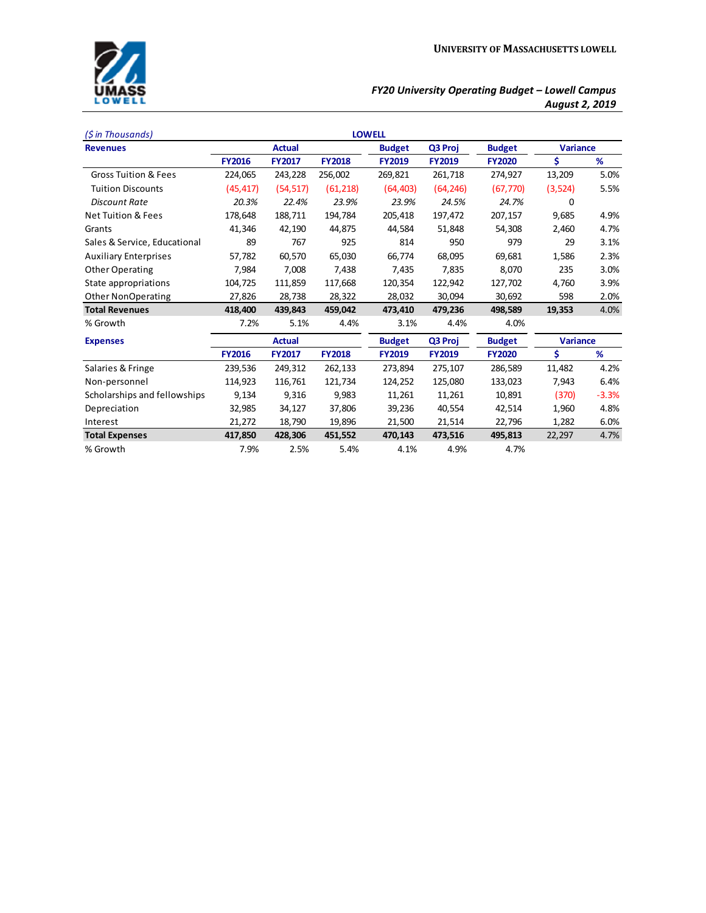UNIVERSITY OF MASSACHUSETTS LOWELL

*FY20 University Operating Budget – Lowell Campus*
*August 2, 2019*

| *($ in Thousands)* | LOWELL | | | | | | | |
|---|---|---|---|---|---|---|---|---|
| **Revenues** | Actual | | | Budget | Q3 Proj | Budget | Variance | |
| | FY2016 | FY2017 | FY2018 | FY2019 | FY2019 | FY2020 | $ | % |
| Gross Tuition & Fees | 224,065 | 243,228 | 256,002 | 269,821 | 261,718 | 274,927 | 13,209 | 5.0% |
| Tuition Discounts | (45,417) | (54,517) | (61,218) | (64,403) | (64,246) | (67,770) | (3,524) | 5.5% |
| *Discount Rate* | *20.3%* | *22.4%* | *23.9%* | *23.9%* | *24.5%* | *24.7%* | 0 | |
| Net Tuition & Fees | 178,648 | 188,711 | 194,784 | 205,418 | 197,472 | 207,157 | 9,685 | 4.9% |
| Grants | 41,346 | 42,190 | 44,875 | 44,584 | 51,848 | 54,308 | 2,460 | 4.7% |
| Sales & Service, Educational | 89 | 767 | 925 | 814 | 950 | 979 | 29 | 3.1% |
| Auxiliary Enterprises | 57,782 | 60,570 | 65,030 | 66,774 | 68,095 | 69,681 | 1,586 | 2.3% |
| Other Operating | 7,984 | 7,008 | 7,438 | 7,435 | 7,835 | 8,070 | 235 | 3.0% |
| State appropriations | 104,725 | 111,859 | 117,668 | 120,354 | 122,942 | 127,702 | 4,760 | 3.9% |
| Other NonOperating | 27,826 | 28,738 | 28,322 | 28,032 | 30,094 | 30,692 | 598 | 2.0% |
| **Total Revenues** | **418,400** | **439,843** | **459,042** | **473,410** | **479,236** | **498,589** | **19,353** | 4.0% |
| % Growth | 7.2% | 5.1% | 4.4% | 3.1% | 4.4% | 4.0% | | |
| **Expenses** | Actual | | | Budget | Q3 Proj | Budget | Variance | |
| | FY2016 | FY2017 | FY2018 | FY2019 | FY2019 | FY2020 | $ | % |
| Salaries & Fringe | 239,536 | 249,312 | 262,133 | 273,894 | 275,107 | 286,589 | 11,482 | 4.2% |
| Non-personnel | 114,923 | 116,761 | 121,734 | 124,252 | 125,080 | 133,023 | 7,943 | 6.4% |
| Scholarships and fellowships | 9,134 | 9,316 | 9,983 | 11,261 | 11,261 | 10,891 | (370) | -3.3% |
| Depreciation | 32,985 | 34,127 | 37,806 | 39,236 | 40,554 | 42,514 | 1,960 | 4.8% |
| Interest | 21,272 | 18,790 | 19,896 | 21,500 | 21,514 | 22,796 | 1,282 | 6.0% |
| **Total Expenses** | **417,850** | **428,306** | **451,552** | **470,143** | **473,516** | **495,813** | 22,297 | 4.7% |
| % Growth | 7.9% | 2.5% | 5.4% | 4.1% | 4.9% | 4.7% | | |